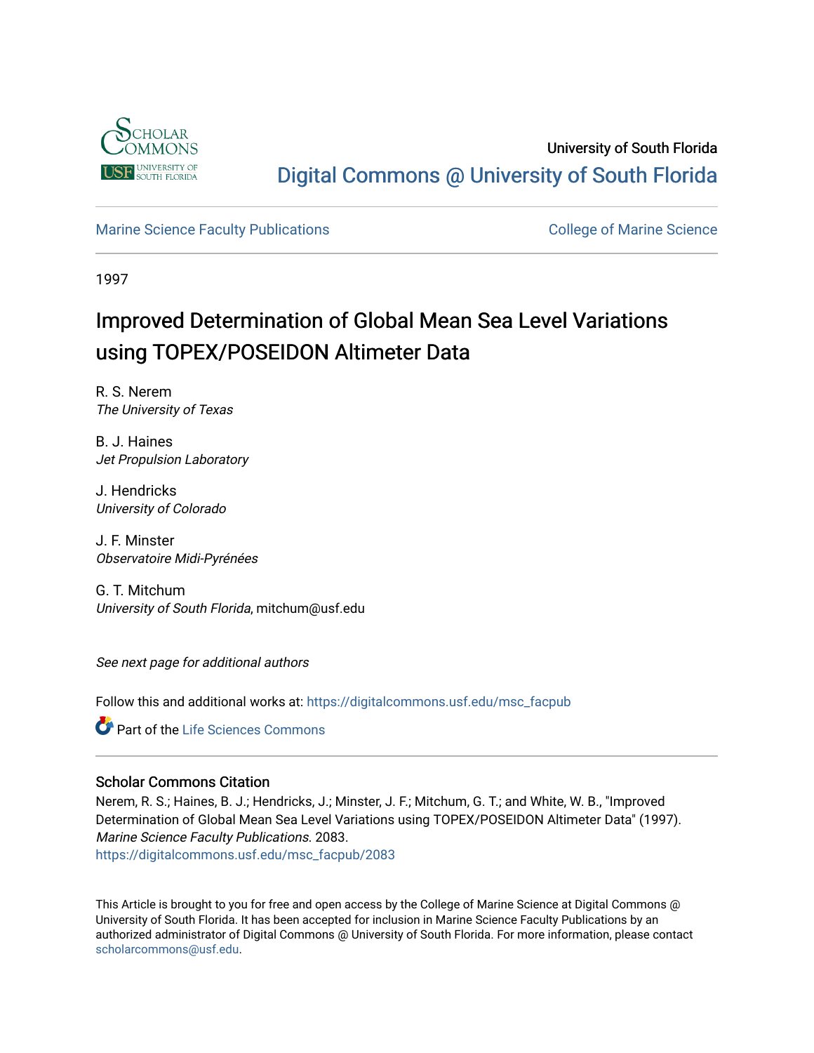University of South Florida

Digital Commons @ University of South Florida

Marine Science Faculty Publications

College of Marine Science

1997

# Improved Determination of Global Mean Sea Level Variations using TOPEX/POSEIDON Altimeter Data

R. S. Nerem
*The University of Texas*

B. J. Haines
*Jet Propulsion Laboratory*

J. Hendricks
*University of Colorado*

J. F. Minster
*Observatoire Midi-Pyrénées*

G. T. Mitchum
*University of South Florida*, mitchum@usf.edu

*See next page for additional authors*

Follow this and additional works at: https://digitalcommons.usf.edu/msc_facpub

Part of the Life Sciences Commons

## Scholar Commons Citation

Nerem, R. S.; Haines, B. J.; Hendricks, J.; Minster, J. F.; Mitchum, G. T.; and White, W. B., "Improved Determination of Global Mean Sea Level Variations using TOPEX/POSEIDON Altimeter Data" (1997). *Marine Science Faculty Publications*. 2083.
https://digitalcommons.usf.edu/msc_facpub/2083

This Article is brought to you for free and open access by the College of Marine Science at Digital Commons @ University of South Florida. It has been accepted for inclusion in Marine Science Faculty Publications by an authorized administrator of Digital Commons @ University of South Florida. For more information, please contact scholarcommons@usf.edu.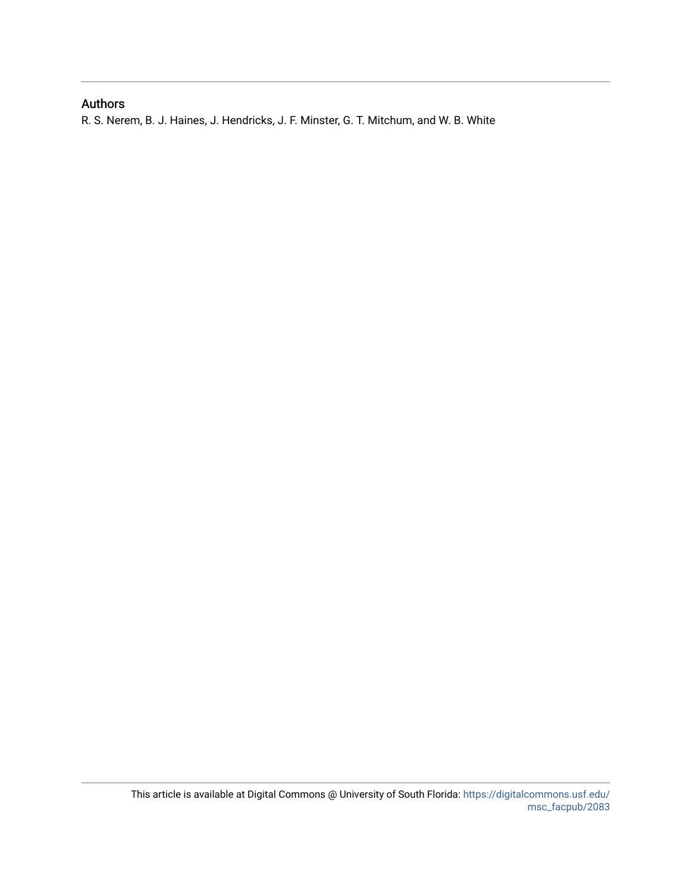## Authors

R. S. Nerem, B. J. Haines, J. Hendricks, J. F. Minster, G. T. Mitchum, and W. B. White

This article is available at Digital Commons @ University of South Florida: https://digitalcommons.usf.edu/msc_facpub/2083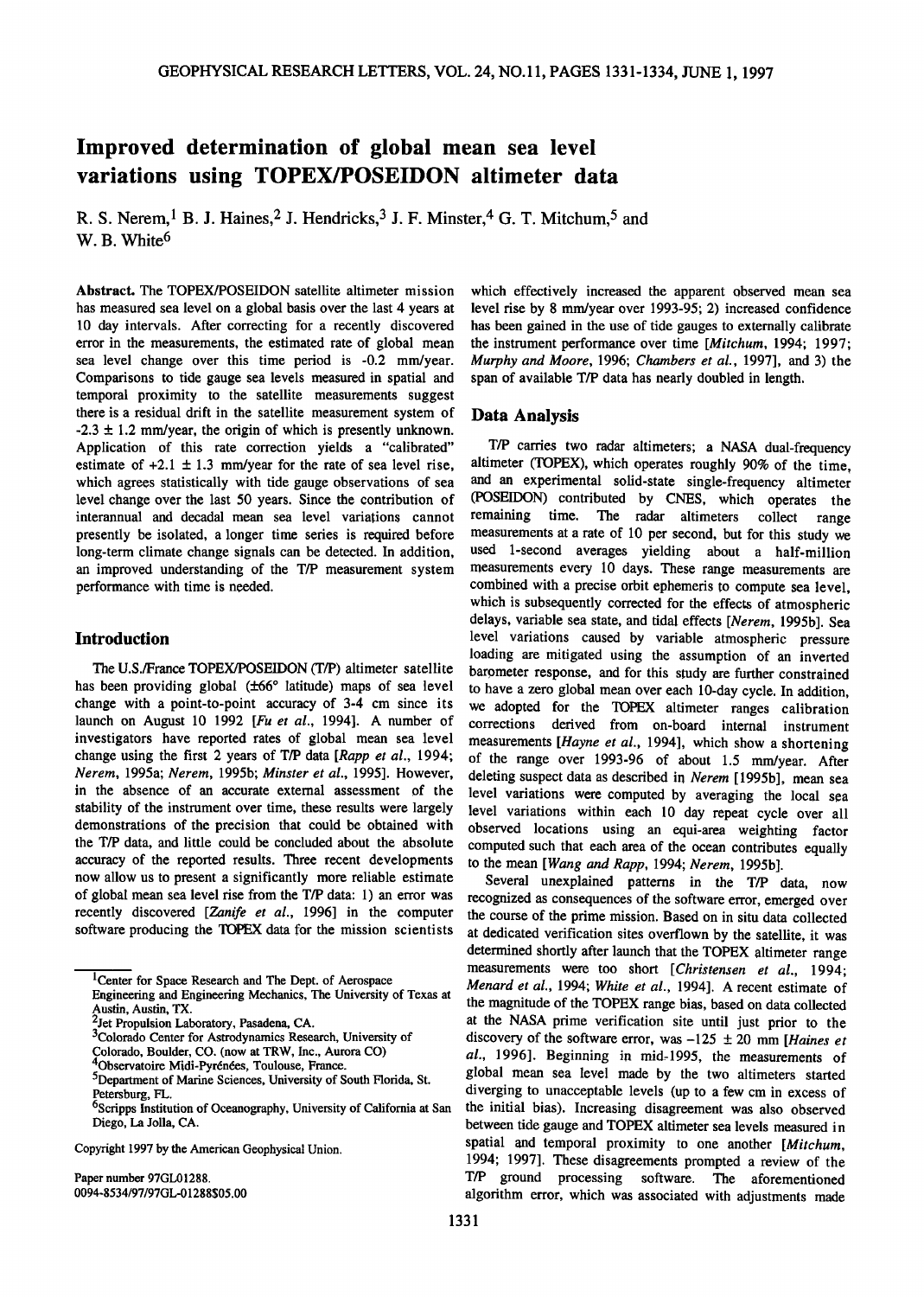# Improved determination of global mean sea level variations using TOPEX/POSEIDON altimeter data

R. S. Nerem,[1] B. J. Haines,[2] J. Hendricks,[3] J. F. Minster,[4] G. T. Mitchum,[5] and W. B. White[6]

**Abstract.** The TOPEX/POSEIDON satellite altimeter mission has measured sea level on a global basis over the last 4 years at 10 day intervals. After correcting for a recently discovered error in the measurements, the estimated rate of global mean sea level change over this time period is -0.2 mm/year. Comparisons to tide gauge sea levels measured in spatial and temporal proximity to the satellite measurements suggest there is a residual drift in the satellite measurement system of -2.3 ± 1.2 mm/year, the origin of which is presently unknown. Application of this rate correction yields a "calibrated" estimate of +2.1 ± 1.3 mm/year for the rate of sea level rise, which agrees statistically with tide gauge observations of sea level change over the last 50 years. Since the contribution of interannual and decadal mean sea level variations cannot presently be isolated, a longer time series is required before long-term climate change signals can be detected. In addition, an improved understanding of the T/P measurement system performance with time is needed.

## Introduction

The U.S./France TOPEX/POSEIDON (T/P) altimeter satellite has been providing global (±66° latitude) maps of sea level change with a point-to-point accuracy of 3-4 cm since its launch on August 10 1992 [*Fu et al.*, 1994]. A number of investigators have reported rates of global mean sea level change using the first 2 years of T/P data [*Rapp et al.*, 1994; *Nerem*, 1995a; *Nerem*, 1995b; *Minster et al.*, 1995]. However, in the absence of an accurate external assessment of the stability of the instrument over time, these results were largely demonstrations of the precision that could be obtained with the T/P data, and little could be concluded about the absolute accuracy of the reported results. Three recent developments now allow us to present a significantly more reliable estimate of global mean sea level rise from the T/P data: 1) an error was recently discovered [*Zanife et al.*, 1996] in the computer software producing the TOPEX data for the mission scientists which effectively increased the apparent observed mean sea level rise by 8 mm/year over 1993-95; 2) increased confidence has been gained in the use of tide gauges to externally calibrate the instrument performance over time [*Mitchum*, 1994; 1997; *Murphy and Moore*, 1996; *Chambers et al.*, 1997], and 3) the span of available T/P data has nearly doubled in length.

[1]Center for Space Research and The Dept. of Aerospace Engineering and Engineering Mechanics, The University of Texas at Austin, Austin, TX.
[2]Jet Propulsion Laboratory, Pasadena, CA.
[3]Colorado Center for Astrodynamics Research, University of Colorado, Boulder, CO. (now at TRW, Inc., Aurora CO)
[4]Observatoire Midi-Pyrénées, Toulouse, France.
[5]Department of Marine Sciences, University of South Florida, St. Petersburg, FL.
[6]Scripps Institution of Oceanography, University of California at San Diego, La Jolla, CA.

Copyright 1997 by the American Geophysical Union.

Paper number 97GL01288.
0094-8534/97/97GL-01288$05.00

## Data Analysis

T/P carries two radar altimeters; a NASA dual-frequency altimeter (TOPEX), which operates roughly 90% of the time, and an experimental solid-state single-frequency altimeter (POSEIDON) contributed by CNES, which operates the remaining time. The radar altimeters collect range measurements at a rate of 10 per second, but for this study we used 1-second averages yielding about a half-million measurements every 10 days. These range measurements are combined with a precise orbit ephemeris to compute sea level, which is subsequently corrected for the effects of atmospheric delays, variable sea state, and tidal effects [*Nerem*, 1995b]. Sea level variations caused by variable atmospheric pressure loading are mitigated using the assumption of an inverted barometer response, and for this study are further constrained to have a zero global mean over each 10-day cycle. In addition, we adopted for the TOPEX altimeter ranges calibration corrections derived from on-board internal instrument measurements [*Hayne et al.*, 1994], which show a shortening of the range over 1993-96 of about 1.5 mm/year. After deleting suspect data as described in *Nerem* [1995b], mean sea level variations were computed by averaging the local sea level variations within each 10 day repeat cycle over all observed locations using an equi-area weighting factor computed such that each area of the ocean contributes equally to the mean [*Wang and Rapp*, 1994; *Nerem*, 1995b].

Several unexplained patterns in the T/P data, now recognized as consequences of the software error, emerged over the course of the prime mission. Based on in situ data collected at dedicated verification sites overflown by the satellite, it was determined shortly after launch that the TOPEX altimeter range measurements were too short [*Christensen et al.*, 1994; *Menard et al.*, 1994; *White et al.*, 1994]. A recent estimate of the magnitude of the TOPEX range bias, based on data collected at the NASA prime verification site until just prior to the discovery of the software error, was -125 ± 20 mm [*Haines et al.*, 1996]. Beginning in mid-1995, the measurements of global mean sea level made by the two altimeters started diverging to unacceptable levels (up to a few cm in excess of the initial bias). Increasing disagreement was also observed between tide gauge and TOPEX altimeter sea levels measured in spatial and temporal proximity to one another [*Mitchum*, 1994; 1997]. These disagreements prompted a review of the T/P ground processing software. The aforementioned algorithm error, which was associated with adjustments made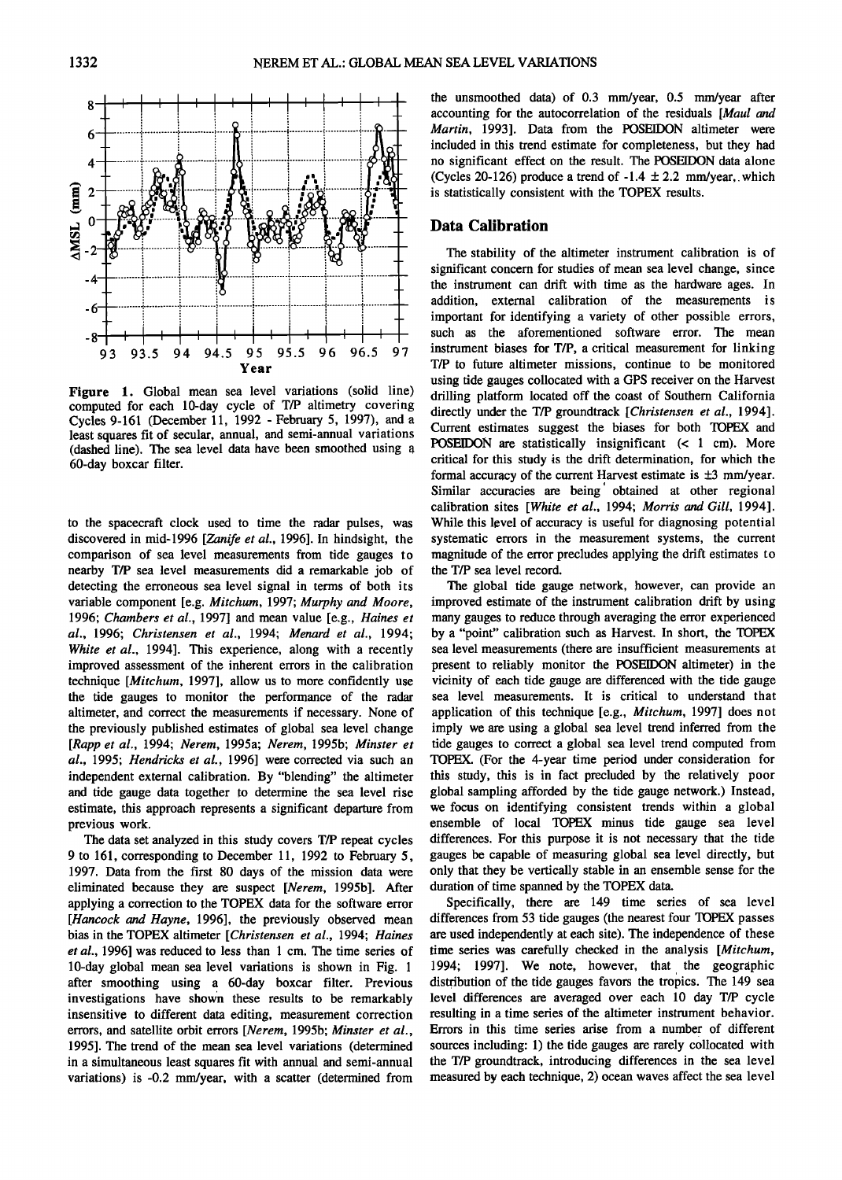**Figure 1.** Global mean sea level variations (solid line) computed for each 10-day cycle of T/P altimetry covering Cycles 9-161 (December 11, 1992 - February 5, 1997), and a least squares fit of secular, annual, and semi-annual variations (dashed line). The sea level data have been smoothed using a 60-day boxcar filter.

to the spacecraft clock used to time the radar pulses, was discovered in mid-1996 [*Zanife et al.*, 1996]. In hindsight, the comparison of sea level measurements from tide gauges to nearby T/P sea level measurements did a remarkable job of detecting the erroneous sea level signal in terms of both its variable component [e.g. *Mitchum*, 1997; *Murphy and Moore*, 1996; *Chambers et al.*, 1997] and mean value [e.g., *Haines et al.*, 1996; *Christensen et al.*, 1994; *Menard et al.*, 1994; *White et al.*, 1994]. This experience, along with a recently improved assessment of the inherent errors in the calibration technique [*Mitchum*, 1997], allow us to more confidently use the tide gauges to monitor the performance of the radar altimeter, and correct the measurements if necessary. None of the previously published estimates of global sea level change [*Rapp et al.*, 1994; *Nerem*, 1995a; *Nerem*, 1995b; *Minster et al.*, 1995; *Hendricks et al.*, 1996] were corrected via such an independent external calibration. By "blending" the altimeter and tide gauge data together to determine the sea level rise estimate, this approach represents a significant departure from previous work.

The data set analyzed in this study covers T/P repeat cycles 9 to 161, corresponding to December 11, 1992 to February 5, 1997. Data from the first 80 days of the mission data were eliminated because they are suspect [*Nerem*, 1995b]. After applying a correction to the TOPEX data for the software error [*Hancock and Hayne*, 1996], the previously observed mean bias in the TOPEX altimeter [*Christensen et al.*, 1994; *Haines et al.*, 1996] was reduced to less than 1 cm. The time series of 10-day global mean sea level variations is shown in Fig. 1 after smoothing using a 60-day boxcar filter. Previous investigations have shown these results to be remarkably insensitive to different data editing, measurement correction errors, and satellite orbit errors [*Nerem*, 1995b; *Minster et al.*, 1995]. The trend of the mean sea level variations (determined in a simultaneous least squares fit with annual and semi-annual variations) is -0.2 mm/year, with a scatter (determined from the unsmoothed data) of 0.3 mm/year, 0.5 mm/year after accounting for the autocorrelation of the residuals [*Maul and Martin*, 1993]. Data from the POSEIDON altimeter were included in this trend estimate for completeness, but they had no significant effect on the result. The POSEIDON data alone (Cycles 20-126) produce a trend of -1.4 ± 2.2 mm/year, which is statistically consistent with the TOPEX results.

## Data Calibration

The stability of the altimeter instrument calibration is of significant concern for studies of mean sea level change, since the instrument can drift with time as the hardware ages. In addition, external calibration of the measurements is important for identifying a variety of other possible errors, such as the aforementioned software error. The mean instrument biases for T/P, a critical measurement for linking T/P to future altimeter missions, continue to be monitored using tide gauges collocated with a GPS receiver on the Harvest drilling platform located off the coast of Southern California directly under the T/P groundtrack [*Christensen et al.*, 1994]. Current estimates suggest the biases for both TOPEX and POSEIDON are statistically insignificant (< 1 cm). More critical for this study is the drift determination, for which the formal accuracy of the current Harvest estimate is ±3 mm/year. Similar accuracies are being obtained at other regional calibration sites [*White et al.*, 1994; *Morris and Gill*, 1994]. While this level of accuracy is useful for diagnosing potential systematic errors in the measurement systems, the current magnitude of the error precludes applying the drift estimates to the T/P sea level record.

The global tide gauge network, however, can provide an improved estimate of the instrument calibration drift by using many gauges to reduce through averaging the error experienced by a "point" calibration such as Harvest. In short, the TOPEX sea level measurements (there are insufficient measurements at present to reliably monitor the POSEIDON altimeter) in the vicinity of each tide gauge are differenced with the tide gauge sea level measurements. It is critical to understand that application of this technique [e.g., *Mitchum*, 1997] does not imply we are using a global sea level trend inferred from the tide gauges to correct a global sea level trend computed from TOPEX. (For the 4-year time period under consideration for this study, this is in fact precluded by the relatively poor global sampling afforded by the tide gauge network.) Instead, we focus on identifying consistent trends within a global ensemble of local TOPEX minus tide gauge sea level differences. For this purpose it is not necessary that the tide gauges be capable of measuring global sea level directly, but only that they be vertically stable in an ensemble sense for the duration of time spanned by the TOPEX data.

Specifically, there are 149 time series of sea level differences from 53 tide gauges (the nearest four TOPEX passes are used independently at each site). The independence of these time series was carefully checked in the analysis [*Mitchum*, 1994; 1997]. We note, however, that the geographic distribution of the tide gauges favors the tropics. The 149 sea level differences are averaged over each 10 day T/P cycle resulting in a time series of the altimeter instrument behavior. Errors in this time series arise from a number of different sources including: 1) the tide gauges are rarely collocated with the T/P groundtrack, introducing differences in the sea level measured by each technique, 2) ocean waves affect the sea level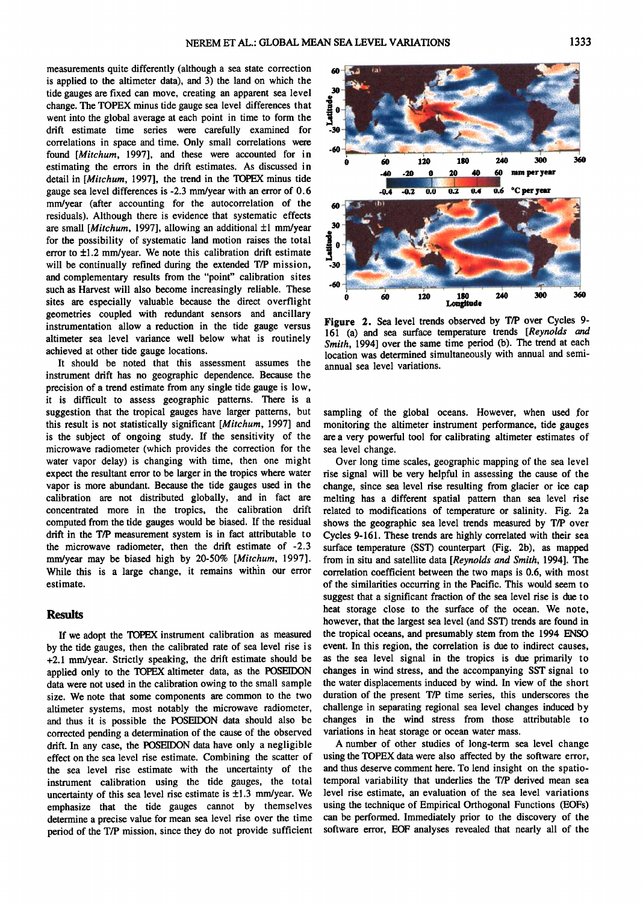measurements quite differently (although a sea state correction is applied to the altimeter data), and 3) the land on which the tide gauges are fixed can move, creating an apparent sea level change. The TOPEX minus tide gauge sea level differences that went into the global average at each point in time to form the drift estimate time series were carefully examined for correlations in space and time. Only small correlations were found [*Mitchum*, 1997], and these were accounted for in estimating the errors in the drift estimates. As discussed in detail in [*Mitchum*, 1997], the trend in the TOPEX minus tide gauge sea level differences is -2.3 mm/year with an error of 0.6 mm/year (after accounting for the autocorrelation of the residuals). Although there is evidence that systematic effects are small [*Mitchum*, 1997], allowing an additional ±1 mm/year for the possibility of systematic land motion raises the total error to ±1.2 mm/year. We note this calibration drift estimate will be continually refined during the extended T/P mission, and complementary results from the "point" calibration sites such as Harvest will also become increasingly reliable. These sites are especially valuable because the direct overflight geometries coupled with redundant sensors and ancillary instrumentation allow a reduction in the tide gauge versus altimeter sea level variance well below what is routinely achieved at other tide gauge locations.

It should be noted that this assessment assumes the instrument drift has no geographic dependence. Because the precision of a trend estimate from any single tide gauge is low, it is difficult to assess geographic patterns. There is a suggestion that the tropical gauges have larger patterns, but this result is not statistically significant [*Mitchum*, 1997] and is the subject of ongoing study. If the sensitivity of the microwave radiometer (which provides the correction for the water vapor delay) is changing with time, then one might expect the resultant error to be larger in the tropics where water vapor is more abundant. Because the tide gauges used in the calibration are not distributed globally, and in fact are concentrated more in the tropics, the calibration drift computed from the tide gauges would be biased. If the residual drift in the T/P measurement system is in fact attributable to the microwave radiometer, then the drift estimate of -2.3 mm/year may be biased high by 20-50% [*Mitchum*, 1997]. While this is a large change, it remains within our error estimate.

## Results

If we adopt the TOPEX instrument calibration as measured by the tide gauges, then the calibrated rate of sea level rise is +2.1 mm/year. Strictly speaking, the drift estimate should be applied only to the TOPEX altimeter data, as the POSEIDON data were not used in the calibration owing to the small sample size. We note that some components are common to the two altimeter systems, most notably the microwave radiometer, and thus it is possible the POSEIDON data should also be corrected pending a determination of the cause of the observed drift. In any case, the POSEIDON data have only a negligible effect on the sea level rise estimate. Combining the scatter of the sea level rise estimate with the uncertainty of the instrument calibration using the tide gauges, the total uncertainty of this sea level rise estimate is ±1.3 mm/year. We emphasize that the tide gauges cannot by themselves determine a precise value for mean sea level rise over the time period of the T/P mission, since they do not provide sufficient sampling of the global oceans. However, when used for monitoring the altimeter instrument performance, tide gauges are a very powerful tool for calibrating altimeter estimates of sea level change.

**Figure 2.** Sea level trends observed by T/P over Cycles 9-161 (a) and sea surface temperature trends [*Reynolds and Smith*, 1994] over the same time period (b). The trend at each location was determined simultaneously with annual and semi-annual sea level variations.

Over long time scales, geographic mapping of the sea level rise signal will be very helpful in assessing the cause of the change, since sea level rise resulting from glacier or ice cap melting has a different spatial pattern than sea level rise related to modifications of temperature or salinity. Fig. 2a shows the geographic sea level trends measured by T/P over Cycles 9-161. These trends are highly correlated with their sea surface temperature (SST) counterpart (Fig. 2b), as mapped from in situ and satellite data [*Reynolds and Smith*, 1994]. The correlation coefficient between the two maps is 0.6, with most of the similarities occurring in the Pacific. This would seem to suggest that a significant fraction of the sea level rise is due to heat storage close to the surface of the ocean. We note, however, that the largest sea level (and SST) trends are found in the tropical oceans, and presumably stem from the 1994 ENSO event. In this region, the correlation is due to indirect causes, as the sea level signal in the tropics is due primarily to changes in wind stress, and the accompanying SST signal to the water displacements induced by wind. In view of the short duration of the present T/P time series, this underscores the challenge in separating regional sea level changes induced by changes in the wind stress from those attributable to variations in heat storage or ocean water mass.

A number of other studies of long-term sea level change using the TOPEX data were also affected by the software error, and thus deserve comment here. To lend insight on the spatio-temporal variability that underlies the T/P derived mean sea level rise estimate, an evaluation of the sea level variations using the technique of Empirical Orthogonal Functions (EOFs) can be performed. Immediately prior to the discovery of the software error, EOF analyses revealed that nearly all of the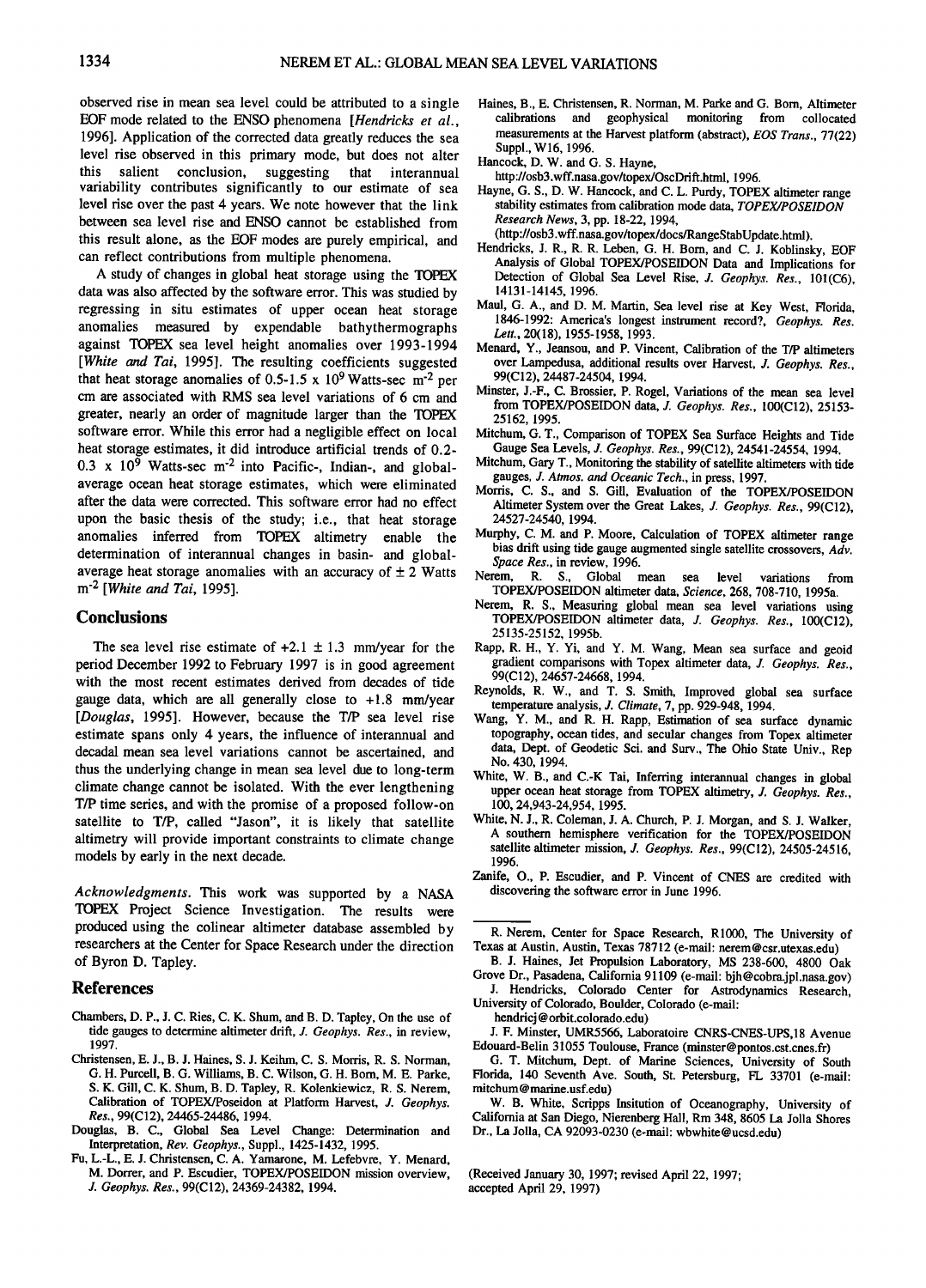observed rise in mean sea level could be attributed to a single EOF mode related to the ENSO phenomena [*Hendricks et al.*, 1996]. Application of the corrected data greatly reduces the sea level rise observed in this primary mode, but does not alter this salient conclusion, suggesting that interannual variability contributes significantly to our estimate of sea level rise over the past 4 years. We note however that the link between sea level rise and ENSO cannot be established from this result alone, as the EOF modes are purely empirical, and can reflect contributions from multiple phenomena.

A study of changes in global heat storage using the TOPEX data was also affected by the software error. This was studied by regressing in situ estimates of upper ocean heat storage anomalies measured by expendable bathythermographs against TOPEX sea level height anomalies over 1993-1994 [*White and Tai*, 1995]. The resulting coefficients suggested that heat storage anomalies of 0.5-1.5 x $10^9$ Watts-sec $m^{-2}$ per cm are associated with RMS sea level variations of 6 cm and greater, nearly an order of magnitude larger than the TOPEX software error. While this error had a negligible effect on local heat storage estimates, it did introduce artificial trends of 0.2-0.3 x $10^9$ Watts-sec $m^{-2}$ into Pacific-, Indian-, and global-average ocean heat storage estimates, which were eliminated after the data were corrected. This software error had no effect upon the basic thesis of the study; i.e., that heat storage anomalies inferred from TOPEX altimetry enable the determination of interannual changes in basin- and global-average heat storage anomalies with an accuracy of ± 2 Watts $m^{-2}$ [*White and Tai*, 1995].

## Conclusions

The sea level rise estimate of +2.1 ± 1.3 mm/year for the period December 1992 to February 1997 is in good agreement with the most recent estimates derived from decades of tide gauge data, which are all generally close to +1.8 mm/year [*Douglas*, 1995]. However, because the T/P sea level rise estimate spans only 4 years, the influence of interannual and decadal mean sea level variations cannot be ascertained, and thus the underlying change in mean sea level due to long-term climate change cannot be isolated. With the ever lengthening T/P time series, and with the promise of a proposed follow-on satellite to T/P, called "Jason", it is likely that satellite altimetry will provide important constraints to climate change models by early in the next decade.

*Acknowledgments.* This work was supported by a NASA TOPEX Project Science Investigation. The results were produced using the colinear altimeter database assembled by researchers at the Center for Space Research under the direction of Byron D. Tapley.

## References

Chambers, D. P., J. C. Ries, C. K. Shum, and B. D. Tapley, On the use of tide gauges to determine altimeter drift, *J. Geophys. Res.*, in review, 1997.

Christensen, E. J., B. J. Haines, S. J. Keihm, C. S. Morris, R. S. Norman, G. H. Purcell, B. G. Williams, B. C. Wilson, G. H. Born, M. E. Parke, S. K. Gill, C. K. Shum, B. D. Tapley, R. Kolenkiewicz, R. S. Nerem, Calibration of TOPEX/Poseidon at Platform Harvest, *J. Geophys. Res.*, 99(C12), 24465-24486, 1994.

Douglas, B. C., Global Sea Level Change: Determination and Interpretation, *Rev. Geophys.*, Suppl., 1425-1432, 1995.

Fu, L.-L., E. J. Christensen, C. A. Yamarone, M. Lefebvre, Y. Menard, M. Dorrer, and P. Escudier, TOPEX/POSEIDON mission overview, *J. Geophys. Res.*, 99(C12), 24369-24382, 1994.

Haines, B., E. Christensen, R. Norman, M. Parke and G. Born, Altimeter calibrations and geophysical monitoring from collocated measurements at the Harvest platform (abstract), *EOS Trans.*, 77(22) Suppl., W16, 1996.

Hancock, D. W. and G. S. Hayne, http://osb3.wff.nasa.gov/topex/OscDrift.html, 1996.

Hayne, G. S., D. W. Hancock, and C. L. Purdy, TOPEX altimeter range stability estimates from calibration mode data, *TOPEX/POSEIDON Research News*, 3, pp. 18-22, 1994, (http://osb3.wff.nasa.gov/topex/docs/RangeStabUpdate.html).

Hendricks, J. R., R. R. Leben, G. H. Born, and C. J. Koblinsky, EOF Analysis of Global TOPEX/POSEIDON Data and Implications for Detection of Global Sea Level Rise, *J. Geophys. Res.*, 101(C6), 14131-14145, 1996.

Maul, G. A., and D. M. Martin, Sea level rise at Key West, Florida, 1846-1992: America's longest instrument record?, *Geophys. Res. Lett.*, 20(18), 1955-1958, 1993.

Menard, Y., Jeansou, and P. Vincent, Calibration of the T/P altimeters over Lampedusa, additional results over Harvest, *J. Geophys. Res.*, 99(C12), 24487-24504, 1994.

Minster, J.-F., C. Brossier, P. Rogel, Variations of the mean sea level from TOPEX/POSEIDON data, *J. Geophys. Res.*, 100(C12), 25153-25162, 1995.

Mitchum, G. T., Comparison of TOPEX Sea Surface Heights and Tide Gauge Sea Levels, *J. Geophys. Res.*, 99(C12), 24541-24554, 1994.

Mitchum, Gary T., Monitoring the stability of satellite altimeters with tide gauges, *J. Atmos. and Oceanic Tech.*, in press, 1997.

Morris, C. S., and S. Gill, Evaluation of the TOPEX/POSEIDON Altimeter System over the Great Lakes, *J. Geophys. Res.*, 99(C12), 24527-24540, 1994.

Murphy, C. M. and P. Moore, Calculation of TOPEX altimeter range bias drift using tide gauge augmented single satellite crossovers, *Adv. Space Res.*, in review, 1996.

Nerem, R. S., Global mean sea level variations from TOPEX/POSEIDON altimeter data, *Science*, 268, 708-710, 1995a.

Nerem, R. S., Measuring global mean sea level variations using TOPEX/POSEIDON altimeter data, *J. Geophys. Res.*, 100(C12), 25135-25152, 1995b.

Rapp, R. H., Y. Yi, and Y. M. Wang, Mean sea surface and geoid gradient comparisons with Topex altimeter data, *J. Geophys. Res.*, 99(C12), 24657-24668, 1994.

Reynolds, R. W., and T. S. Smith, Improved global sea surface temperature analysis, *J. Climate*, 7, pp. 929-948, 1994.

Wang, Y. M., and R. H. Rapp, Estimation of sea surface dynamic topography, ocean tides, and secular changes from Topex altimeter data, Dept. of Geodetic Sci. and Surv., The Ohio State Univ., Rep No. 430, 1994.

White, W. B., and C.-K Tai, Inferring interannual changes in global upper ocean heat storage from TOPEX altimetry, *J. Geophys. Res.*, 100, 24,943-24,954, 1995.

White, N. J., R. Coleman, J. A. Church, P. J. Morgan, and S. J. Walker, A southern hemisphere verification for the TOPEX/POSEIDON satellite altimeter mission, *J. Geophys. Res.*, 99(C12), 24505-24516, 1996.

Zanife, O., P. Escudier, and P. Vincent of CNES are credited with discovering the software error in June 1996.

---

R. Nerem, Center for Space Research, R1000, The University of Texas at Austin, Austin, Texas 78712 (e-mail: nerem@csr.utexas.edu)

B. J. Haines, Jet Propulsion Laboratory, MS 238-600, 4800 Oak Grove Dr., Pasadena, California 91109 (e-mail: bjh@cobra.jpl.nasa.gov)

J. Hendricks, Colorado Center for Astrodynamics Research, University of Colorado, Boulder, Colorado (e-mail: hendricj@orbit.colorado.edu)

J. F. Minster, UMR5566, Laboratoire CNRS-CNES-UPS,18 Avenue Edouard-Belin 31055 Toulouse, France (minster@pontos.cst.cnes.fr)

G. T. Mitchum, Dept. of Marine Sciences, University of South Florida, 140 Seventh Ave. South, St. Petersburg, FL 33701 (e-mail: mitchum@marine.usf.edu)

W. B. White, Scripps Insitution of Oceanography, University of California at San Diego, Nierenberg Hall, Rm 348, 8605 La Jolla Shores Dr., La Jolla, CA 92093-0230 (e-mail: wbwhite@ucsd.edu)

(Received January 30, 1997; revised April 22, 1997; accepted April 29, 1997)